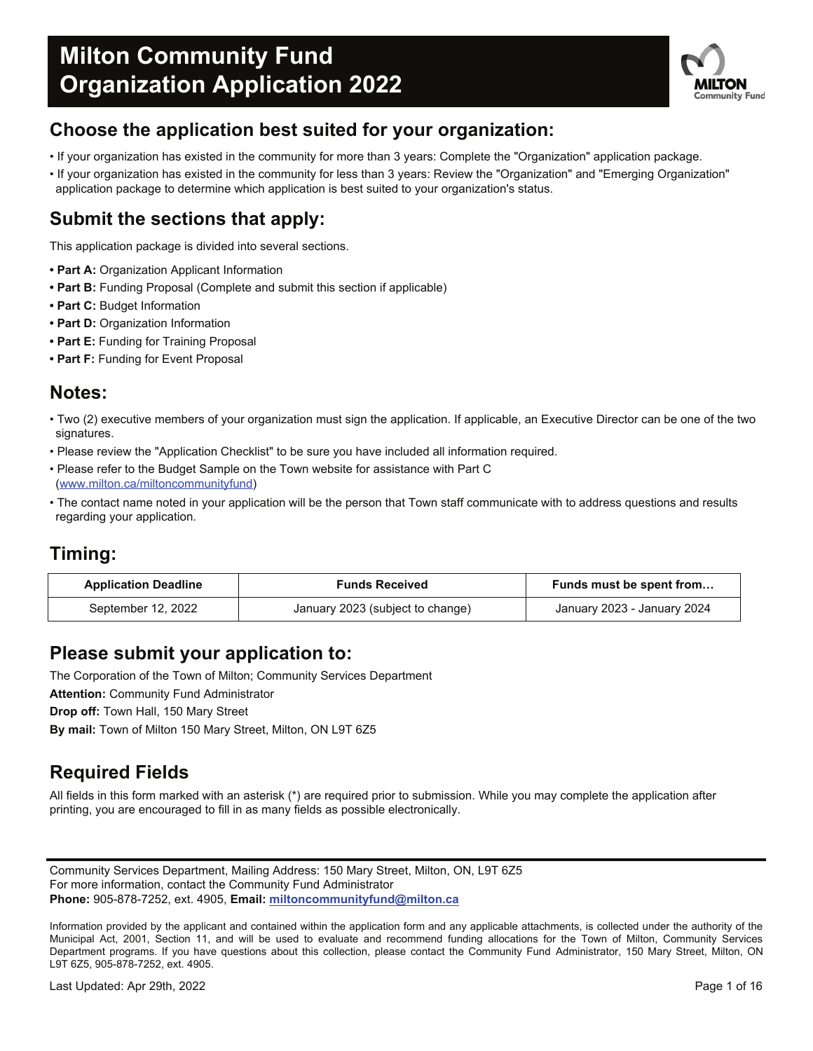# Milton Community Fund Organization Application 2022

## Choose the application best suited for your organization:

- If your organization has existed in the community for more than 3 years: Complete the "Organization" application package.
- If your organization has existed in the community for less than 3 years: Review the "Organization" and "Emerging Organization" application package to determine which application is best suited to your organization's status.

## Submit the sections that apply:

This application package is divided into several sections.

- **Part A:** Organization Applicant Information
- **Part B:** Funding Proposal (Complete and submit this section if applicable)
- **Part C:** Budget Information
- **Part D:** Organization Information
- **Part E:** Funding for Training Proposal
- **Part F:** Funding for Event Proposal

## Notes:

- Two (2) executive members of your organization must sign the application. If applicable, an Executive Director can be one of the two signatures.
- Please review the "Application Checklist" to be sure you have included all information required.
- Please refer to the Budget Sample on the Town website for assistance with Part C (www.milton.ca/miltoncommunityfund)
- The contact name noted in your application will be the person that Town staff communicate with to address questions and results regarding your application.

## Timing:

| Application Deadline | Funds Received | Funds must be spent from… |
|---|---|---|
| September 12, 2022 | January 2023 (subject to change) | January 2023 - January 2024 |

## Please submit your application to:

The Corporation of the Town of Milton; Community Services Department

**Attention:** Community Fund Administrator

**Drop off:** Town Hall, 150 Mary Street

**By mail:** Town of Milton 150 Mary Street, Milton, ON L9T 6Z5

## Required Fields

All fields in this form marked with an asterisk (*) are required prior to submission. While you may complete the application after printing, you are encouraged to fill in as many fields as possible electronically.

Community Services Department, Mailing Address: 150 Mary Street, Milton, ON, L9T 6Z5
For more information, contact the Community Fund Administrator
**Phone:** 905-878-7252, ext. 4905, **Email:** **miltoncommunityfund@milton.ca**

Information provided by the applicant and contained within the application form and any applicable attachments, is collected under the authority of the Municipal Act, 2001, Section 11, and will be used to evaluate and recommend funding allocations for the Town of Milton, Community Services Department programs. If you have questions about this collection, please contact the Community Fund Administrator, 150 Mary Street, Milton, ON L9T 6Z5, 905-878-7252, ext. 4905.

Last Updated: Apr 29th, 2022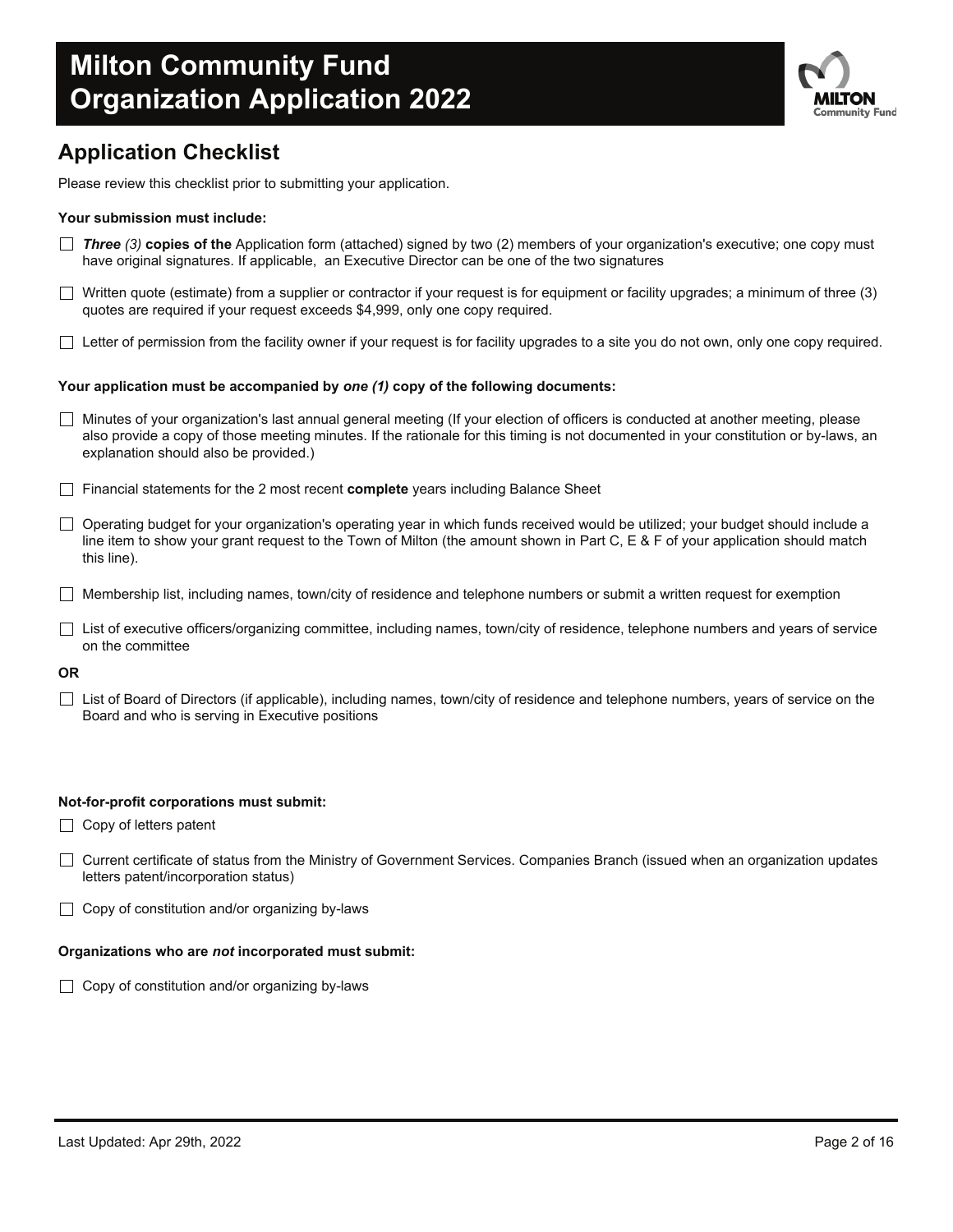# Milton Community Fund Organization Application 2022

## Application Checklist

Please review this checklist prior to submitting your application.

**Your submission must include:**

- ☐ ***Three*** *(3)* **copies of the** Application form (attached) signed by two (2) members of your organization's executive; one copy must have original signatures. If applicable, an Executive Director can be one of the two signatures
- ☐ Written quote (estimate) from a supplier or contractor if your request is for equipment or facility upgrades; a minimum of three (3) quotes are required if your request exceeds $4,999, only one copy required.
- ☐ Letter of permission from the facility owner if your request is for facility upgrades to a site you do not own, only one copy required.

**Your application must be accompanied by *one (1)* copy of the following documents:**

- ☐ Minutes of your organization's last annual general meeting (If your election of officers is conducted at another meeting, please also provide a copy of those meeting minutes. If the rationale for this timing is not documented in your constitution or by-laws, an explanation should also be provided.)
- ☐ Financial statements for the 2 most recent **complete** years including Balance Sheet
- ☐ Operating budget for your organization's operating year in which funds received would be utilized; your budget should include a line item to show your grant request to the Town of Milton (the amount shown in Part C, E & F of your application should match this line).
- ☐ Membership list, including names, town/city of residence and telephone numbers or submit a written request for exemption
- ☐ List of executive officers/organizing committee, including names, town/city of residence, telephone numbers and years of service on the committee

**OR**

- ☐ List of Board of Directors (if applicable), including names, town/city of residence and telephone numbers, years of service on the Board and who is serving in Executive positions

**Not-for-profit corporations must submit:**

- ☐ Copy of letters patent
- ☐ Current certificate of status from the Ministry of Government Services. Companies Branch (issued when an organization updates letters patent/incorporation status)
- ☐ Copy of constitution and/or organizing by-laws

**Organizations who are *not* incorporated must submit:**

- ☐ Copy of constitution and/or organizing by-laws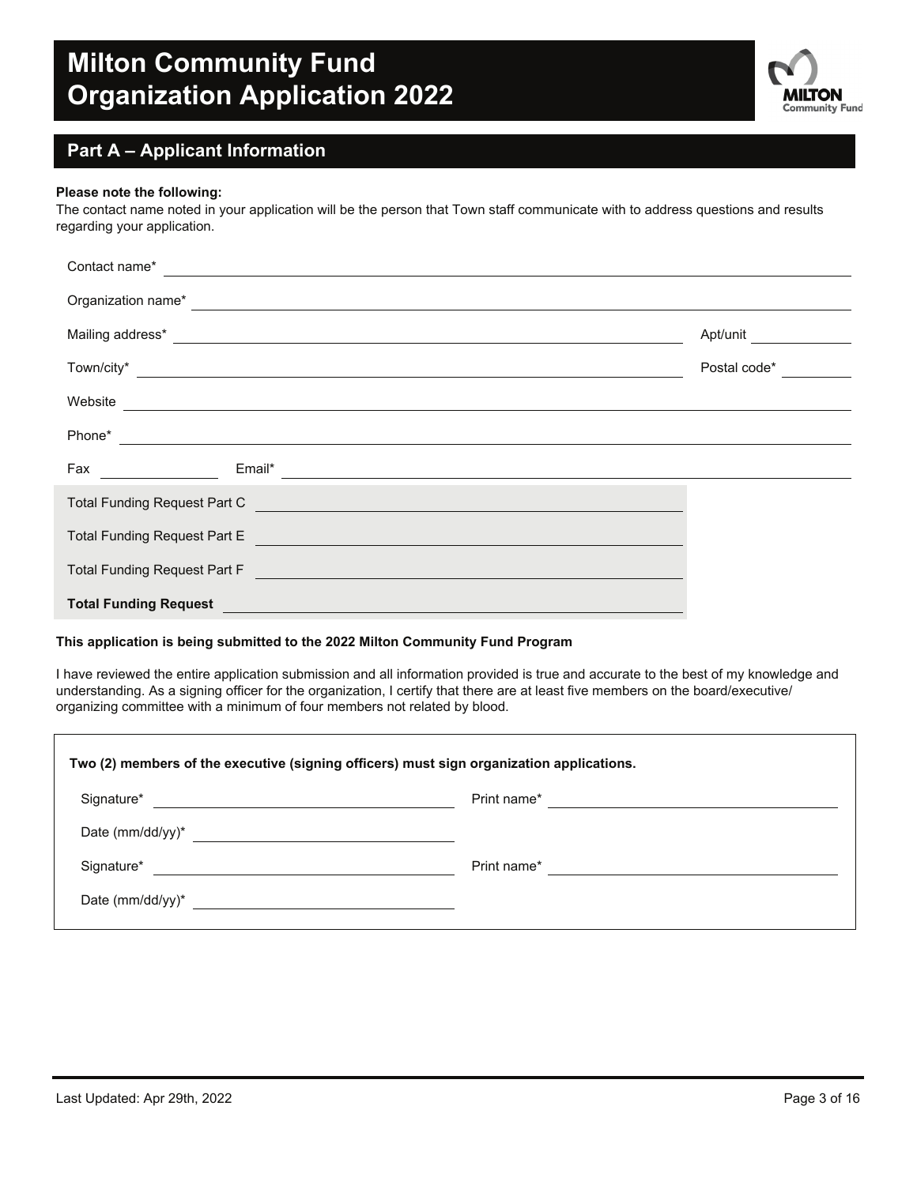# Milton Community Fund Organization Application 2022

## Part A – Applicant Information

**Please note the following:**
The contact name noted in your application will be the person that Town staff communicate with to address questions and results regarding your application.

Contact name* ______________________________

Organization name* ______________________________

Mailing address* ______________________________ Apt/unit ____________

Town/city* ______________________________ Postal code* ____________

Website ______________________________

Phone* ______________________________

Fax ____________ Email* ______________________________

Total Funding Request Part C ______________________________

Total Funding Request Part E ______________________________

Total Funding Request Part F ______________________________

**Total Funding Request** ______________________________

**This application is being submitted to the 2022 Milton Community Fund Program**

I have reviewed the entire application submission and all information provided is true and accurate to the best of my knowledge and understanding. As a signing officer for the organization, I certify that there are at least five members on the board/executive/organizing committee with a minimum of four members not related by blood.

**Two (2) members of the executive (signing officers) must sign organization applications.**

Signature* ______________________________ Print name* ______________________________

Date (mm/dd/yy)* ______________________________

Signature* ______________________________ Print name* ______________________________

Date (mm/dd/yy)* ______________________________

Last Updated: Apr 29th, 2022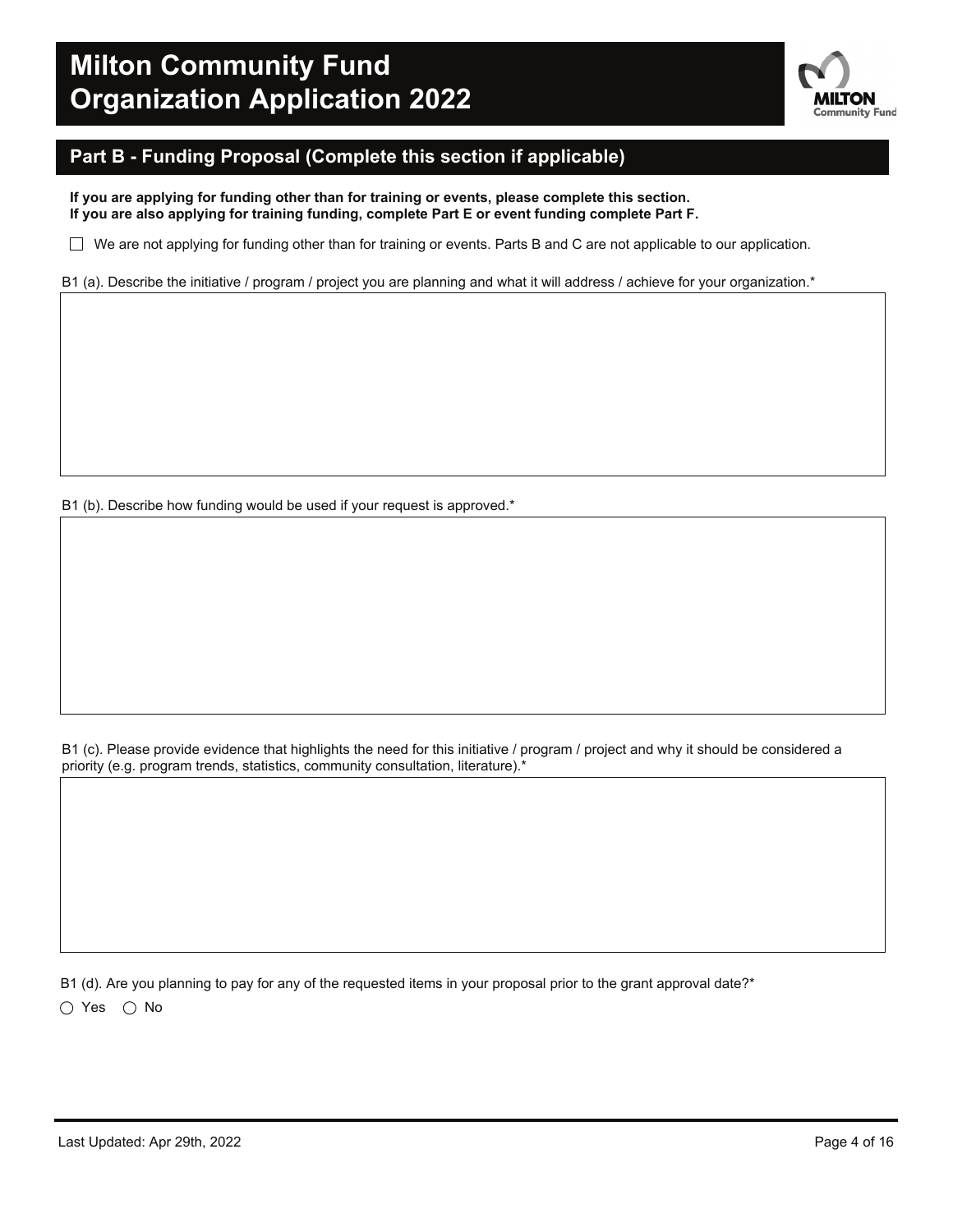# Milton Community Fund Organization Application 2022

## Part B - Funding Proposal (Complete this section if applicable)

**If you are applying for funding other than for training or events, please complete this section.**
**If you are also applying for training funding, complete Part E or event funding complete Part F.**

☐ We are not applying for funding other than for training or events. Parts B and C are not applicable to our application.

B1 (a). Describe the initiative / program / project you are planning and what it will address / achieve for your organization.*

B1 (b). Describe how funding would be used if your request is approved.*

B1 (c). Please provide evidence that highlights the need for this initiative / program / project and why it should be considered a priority (e.g. program trends, statistics, community consultation, literature).*

B1 (d). Are you planning to pay for any of the requested items in your proposal prior to the grant approval date?*

○ Yes ○ No

Last Updated: Apr 29th, 2022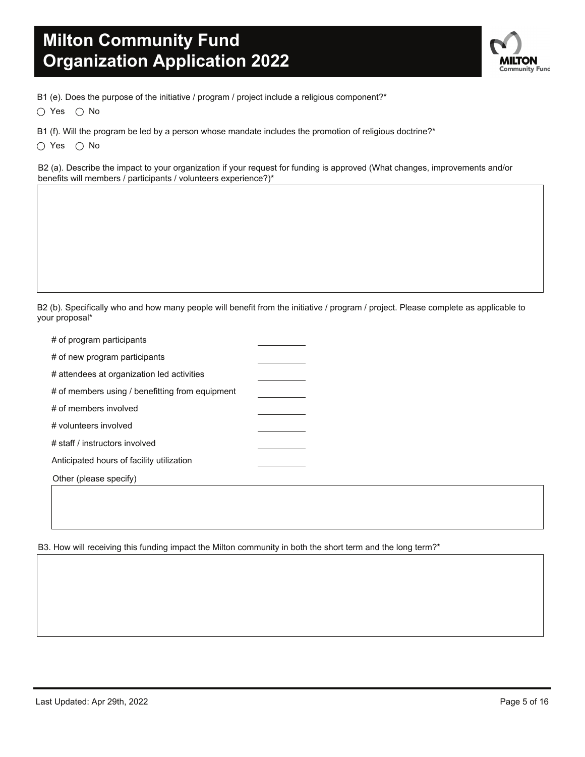B1 (e). Does the purpose of the initiative / program / project include a religious component?*

○ Yes ○ No

B1 (f). Will the program be led by a person whose mandate includes the promotion of religious doctrine?*

○ Yes ○ No

B2 (a). Describe the impact to your organization if your request for funding is approved (What changes, improvements and/or benefits will members / participants / volunteers experience?)*

B2 (b). Specifically who and how many people will benefit from the initiative / program / project. Please complete as applicable to your proposal*

| | |
|---|---|
| # of program participants | ________ |
| # of new program participants | ________ |
| # attendees at organization led activities | ________ |
| # of members using / benefitting from equipment | ________ |
| # of members involved | ________ |
| # volunteers involved | ________ |
| # staff / instructors involved | ________ |
| Anticipated hours of facility utilization | ________ |

Other (please specify)

B3. How will receiving this funding impact the Milton community in both the short term and the long term?*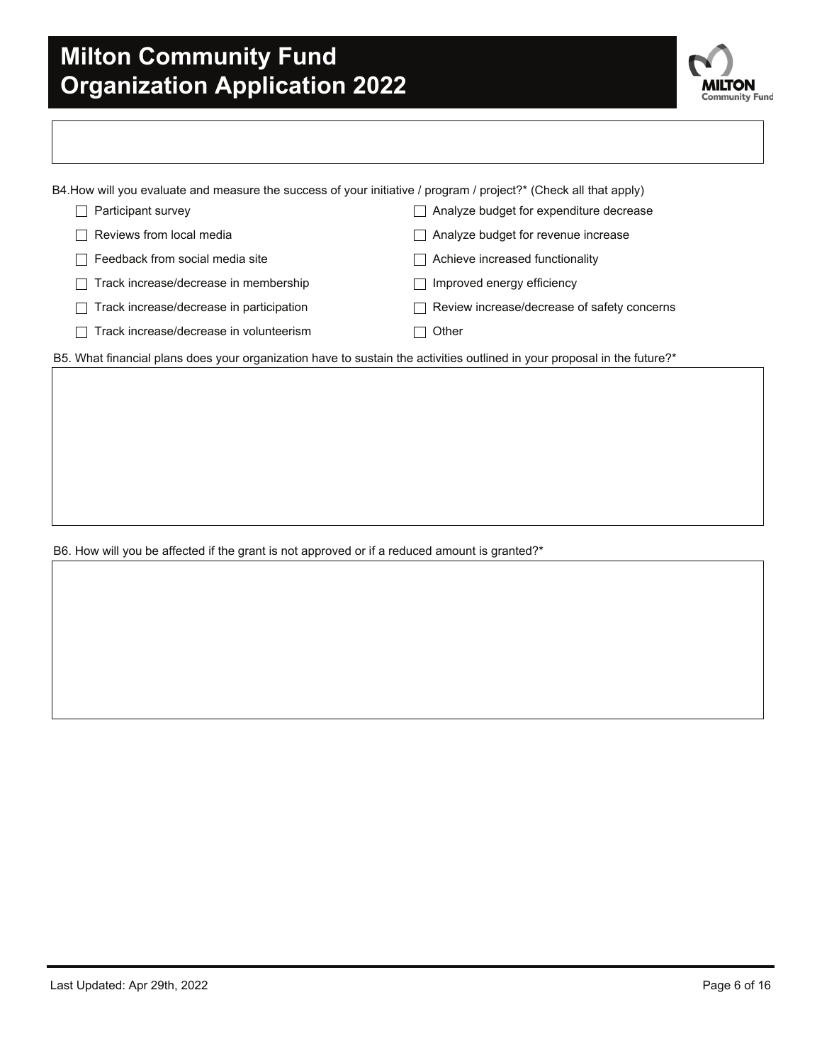B4. How will you evaluate and measure the success of your initiative / program / project?* (Check all that apply)

- ☐ Participant survey
- ☐ Reviews from local media
- ☐ Feedback from social media site
- ☐ Track increase/decrease in membership
- ☐ Track increase/decrease in participation
- ☐ Track increase/decrease in volunteerism
- ☐ Analyze budget for expenditure decrease
- ☐ Analyze budget for revenue increase
- ☐ Achieve increased functionality
- ☐ Improved energy efficiency
- ☐ Review increase/decrease of safety concerns
- ☐ Other

B5. What financial plans does your organization have to sustain the activities outlined in your proposal in the future?*

B6. How will you be affected if the grant is not approved or if a reduced amount is granted?*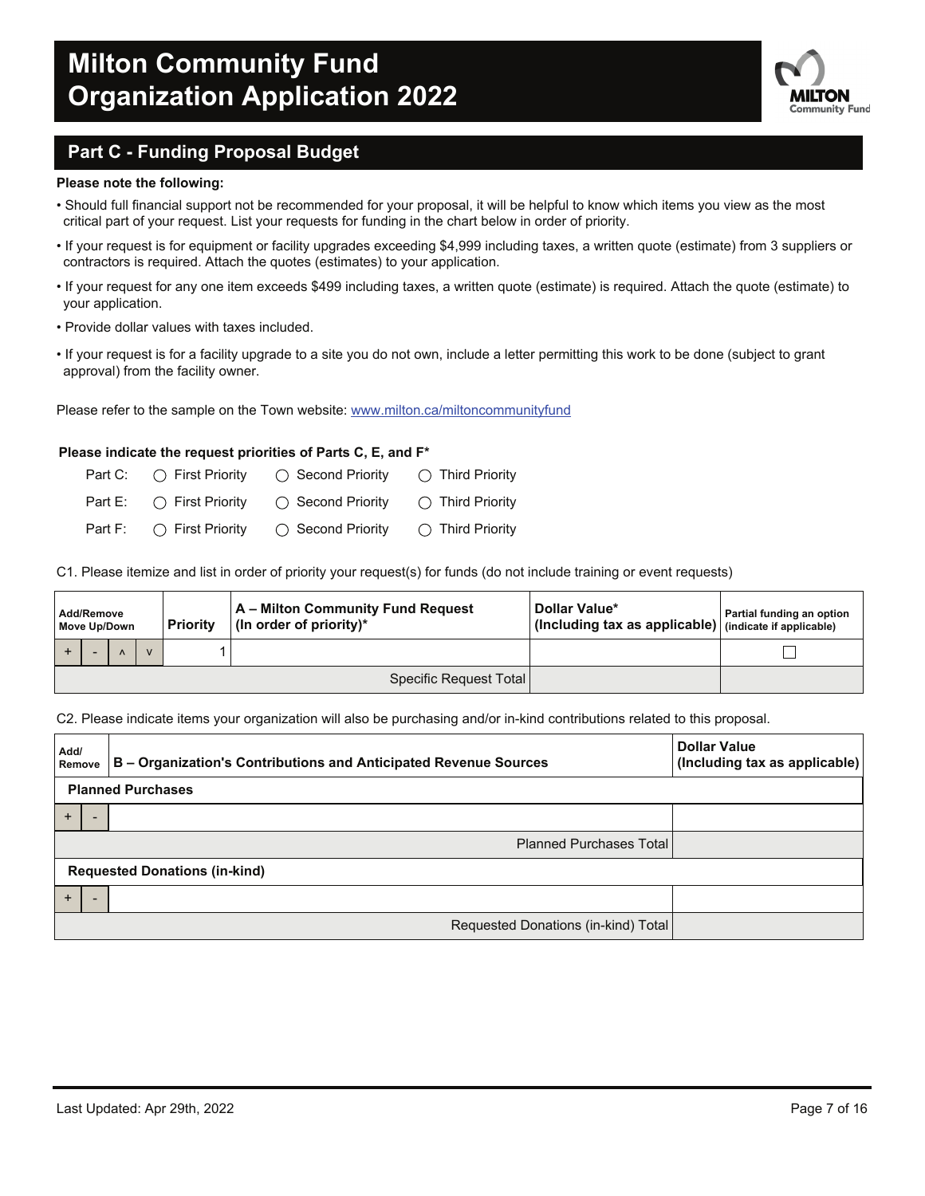# Milton Community Fund Organization Application 2022

## Part C - Funding Proposal Budget

**Please note the following:**

- Should full financial support not be recommended for your proposal, it will be helpful to know which items you view as the most critical part of your request. List your requests for funding in the chart below in order of priority.
- If your request is for equipment or facility upgrades exceeding $4,999 including taxes, a written quote (estimate) from 3 suppliers or contractors is required. Attach the quotes (estimates) to your application.
- If your request for any one item exceeds $499 including taxes, a written quote (estimate) is required. Attach the quote (estimate) to your application.
- Provide dollar values with taxes included.
- If your request is for a facility upgrade to a site you do not own, include a letter permitting this work to be done (subject to grant approval) from the facility owner.

Please refer to the sample on the Town website: www.milton.ca/miltoncommunityfund

**Please indicate the request priorities of Parts C, E, and F***

Part C: ◯ First Priority ◯ Second Priority ◯ Third Priority

Part E: ◯ First Priority ◯ Second Priority ◯ Third Priority

Part F: ◯ First Priority ◯ Second Priority ◯ Third Priority

C1. Please itemize and list in order of priority your request(s) for funds (do not include training or event requests)

| Add/Remove Move Up/Down | Priority | A – Milton Community Fund Request (In order of priority)* | Dollar Value* (Including tax as applicable) | Partial funding an option (indicate if applicable) |
|---|---|---|---|---|
| + - ^ v | 1 | | | ☐ |
| | | Specific Request Total | | |

C2. Please indicate items your organization will also be purchasing and/or in-kind contributions related to this proposal.

| Add/ Remove | B – Organization's Contributions and Anticipated Revenue Sources | Dollar Value (Including tax as applicable) |
|---|---|---|
| **Planned Purchases** | | |
| + - | | |
| | Planned Purchases Total | |
| **Requested Donations (in-kind)** | | |
| + - | | |
| | Requested Donations (in-kind) Total | |

Last Updated: Apr 29th, 2022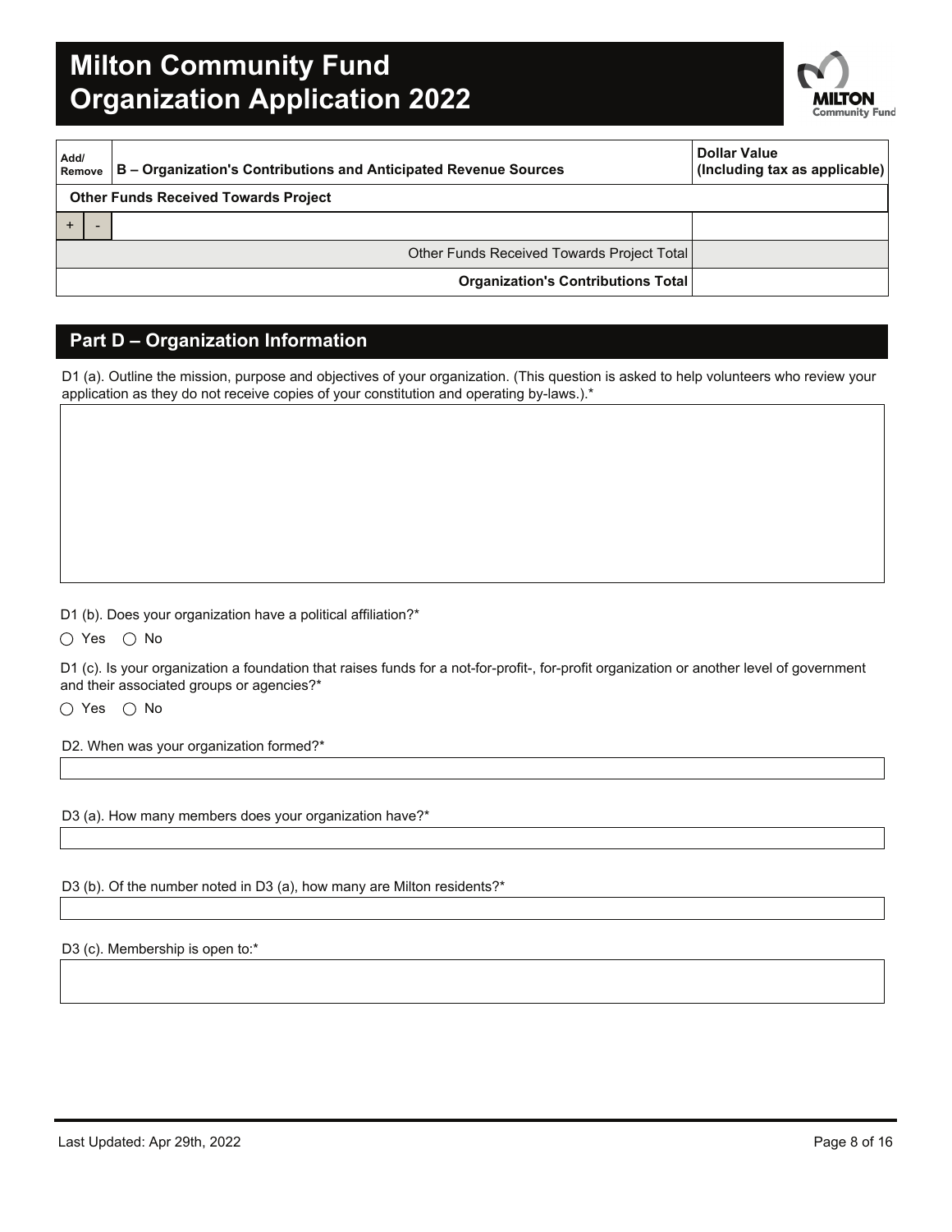# Milton Community Fund
# Organization Application 2022

| Add/ Remove | B – Organization's Contributions and Anticipated Revenue Sources | Dollar Value (Including tax as applicable) |
|---|---|---|
| | **Other Funds Received Towards Project** | |
| + - | | |
| | Other Funds Received Towards Project Total | |
| | **Organization's Contributions Total** | |

## Part D – Organization Information

D1 (a). Outline the mission, purpose and objectives of your organization. (This question is asked to help volunteers who review your application as they do not receive copies of your constitution and operating by-laws.).*

D1 (b). Does your organization have a political affiliation?*

◯ Yes ◯ No

D1 (c). Is your organization a foundation that raises funds for a not-for-profit-, for-profit organization or another level of government and their associated groups or agencies?*

◯ Yes ◯ No

D2. When was your organization formed?*

D3 (a). How many members does your organization have?*

D3 (b). Of the number noted in D3 (a), how many are Milton residents?*

D3 (c). Membership is open to:*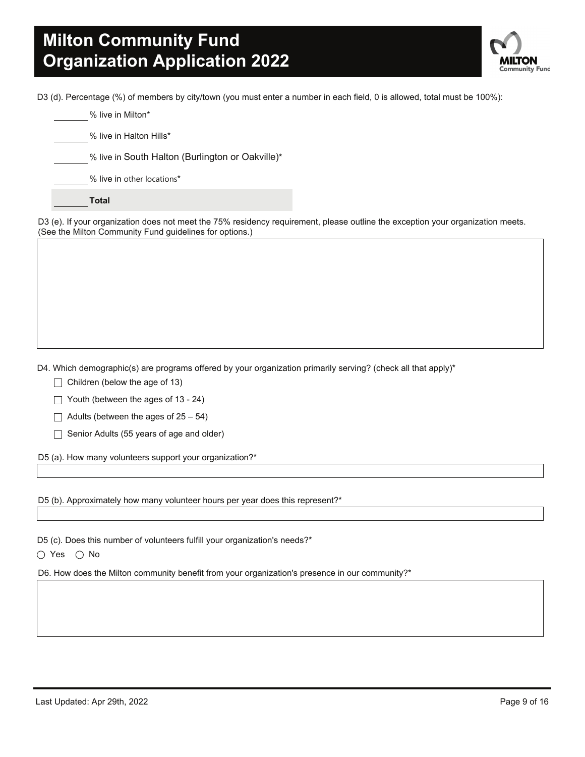# Milton Community Fund Organization Application 2022

D3 (d). Percentage (%) of members by city/town (you must enter a number in each field, 0 is allowed, total must be 100%):

_______ % live in Milton*

_______ % live in Halton Hills*

_______ % live in South Halton (Burlington or Oakville)*

_______ % live in other locations*

_______ **Total**

D3 (e). If your organization does not meet the 75% residency requirement, please outline the exception your organization meets. (See the Milton Community Fund guidelines for options.)

D4. Which demographic(s) are programs offered by your organization primarily serving? (check all that apply)*

- ☐ Children (below the age of 13)
- ☐ Youth (between the ages of 13 - 24)
- ☐ Adults (between the ages of 25 – 54)
- ☐ Senior Adults (55 years of age and older)

D5 (a). How many volunteers support your organization?*

D5 (b). Approximately how many volunteer hours per year does this represent?*

D5 (c). Does this number of volunteers fulfill your organization's needs?*

○ Yes ○ No

D6. How does the Milton community benefit from your organization's presence in our community?*

Last Updated: Apr 29th, 2022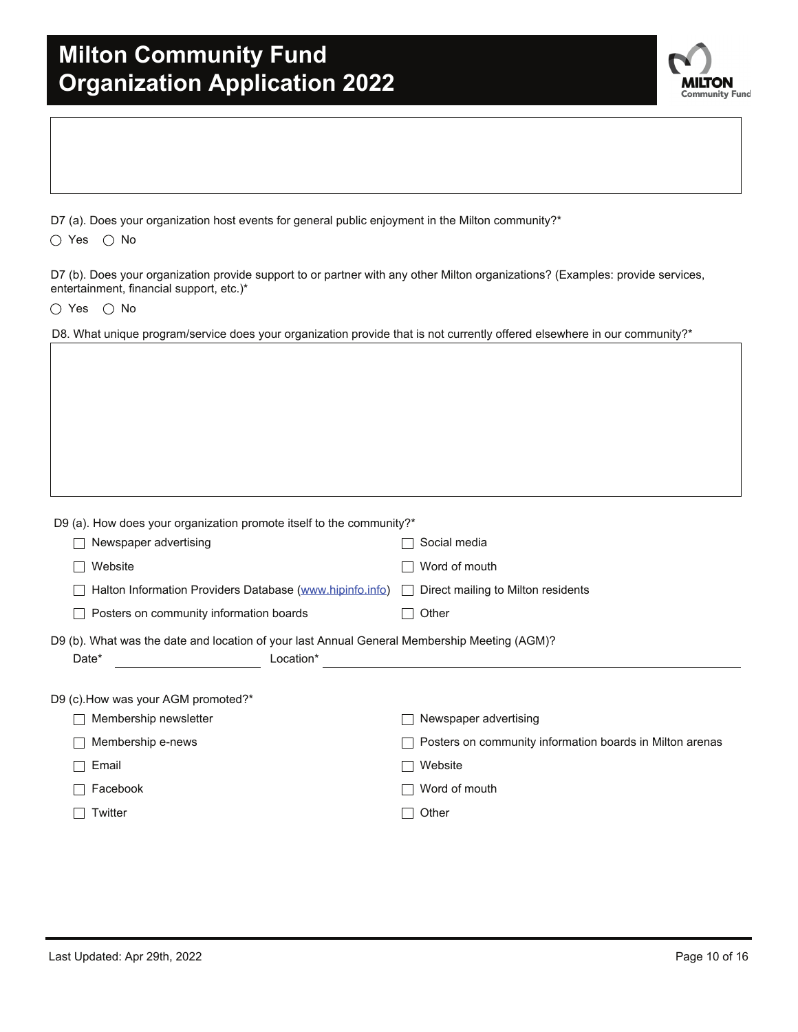D7 (a). Does your organization host events for general public enjoyment in the Milton community?*

◯ Yes ◯ No

D7 (b). Does your organization provide support to or partner with any other Milton organizations? (Examples: provide services, entertainment, financial support, etc.)*

◯ Yes ◯ No

D8. What unique program/service does your organization provide that is not currently offered elsewhere in our community?*

D9 (a). How does your organization promote itself to the community?*

- ☐ Newspaper advertising
- ☐ Website
- ☐ Halton Information Providers Database (www.hipinfo.info)
- ☐ Posters on community information boards
- ☐ Social media
- ☐ Word of mouth
- ☐ Direct mailing to Milton residents
- ☐ Other

D9 (b). What was the date and location of your last Annual General Membership Meeting (AGM)?

Date* ____________ Location* ____________

D9 (c).How was your AGM promoted?*

- ☐ Membership newsletter
- ☐ Membership e-news
- ☐ Email
- ☐ Facebook
- ☐ Twitter
- ☐ Newspaper advertising
- ☐ Posters on community information boards in Milton arenas
- ☐ Website
- ☐ Word of mouth
- ☐ Other

Last Updated: Apr 29th, 2022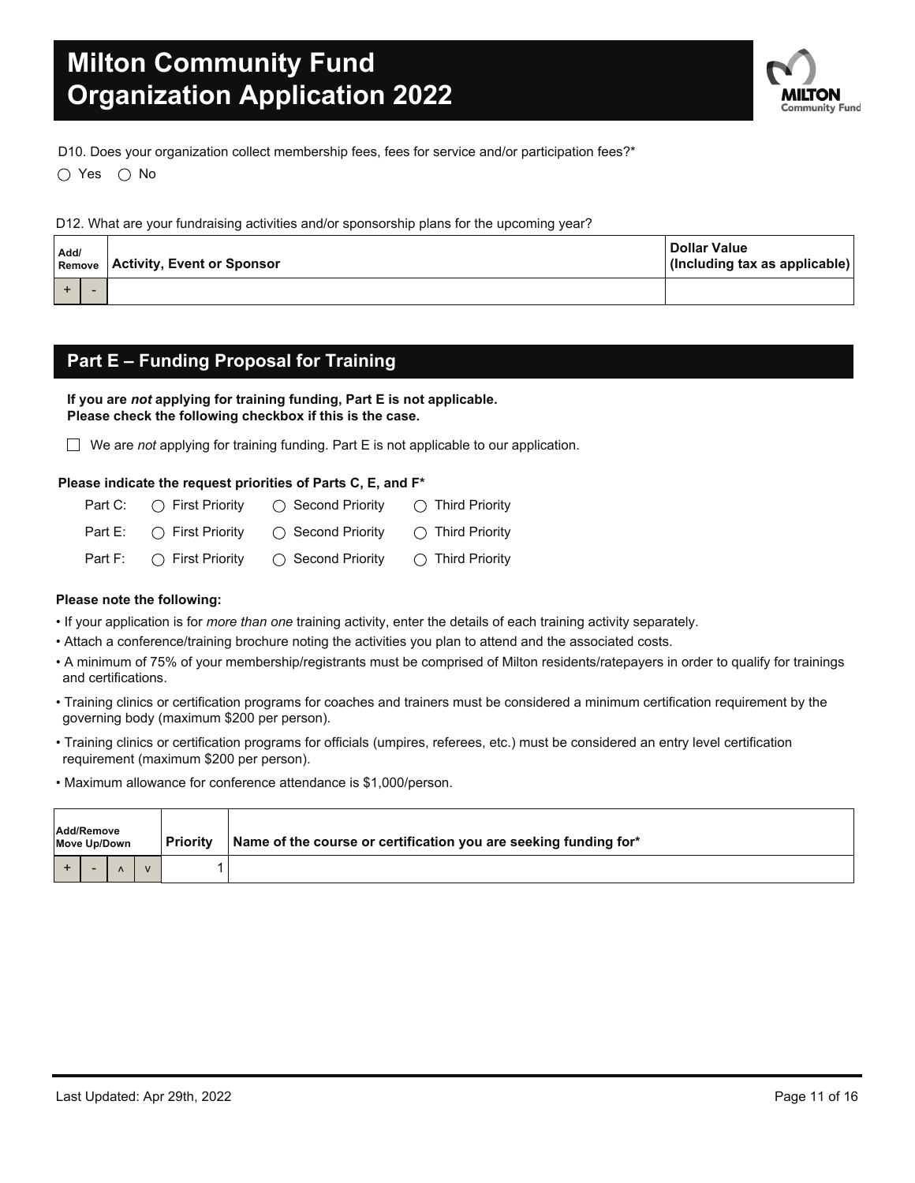# Milton Community Fund
# Organization Application 2022

D10. Does your organization collect membership fees, fees for service and/or participation fees?*

◯ Yes ◯ No

D12. What are your fundraising activities and/or sponsorship plans for the upcoming year?

| Add/ Remove | Activity, Event or Sponsor | Dollar Value (Including tax as applicable) |
|---|---|---|
| + - | | |

## Part E – Funding Proposal for Training

**If you are *not* applying for training funding, Part E is not applicable.**
**Please check the following checkbox if this is the case.**

☐ We are *not* applying for training funding. Part E is not applicable to our application.

**Please indicate the request priorities of Parts C, E, and F***

Part C: ◯ First Priority ◯ Second Priority ◯ Third Priority

Part E: ◯ First Priority ◯ Second Priority ◯ Third Priority

Part F: ◯ First Priority ◯ Second Priority ◯ Third Priority

**Please note the following:**

- If your application is for *more than one* training activity, enter the details of each training activity separately.
- Attach a conference/training brochure noting the activities you plan to attend and the associated costs.
- A minimum of 75% of your membership/registrants must be comprised of Milton residents/ratepayers in order to qualify for trainings and certifications.
- Training clinics or certification programs for coaches and trainers must be considered a minimum certification requirement by the governing body (maximum $200 per person).
- Training clinics or certification programs for officials (umpires, referees, etc.) must be considered an entry level certification requirement (maximum $200 per person).
- Maximum allowance for conference attendance is $1,000/person.

| Add/Remove Move Up/Down | Priority | Name of the course or certification you are seeking funding for* |
|---|---|---|
| + - ʌ v | 1 | |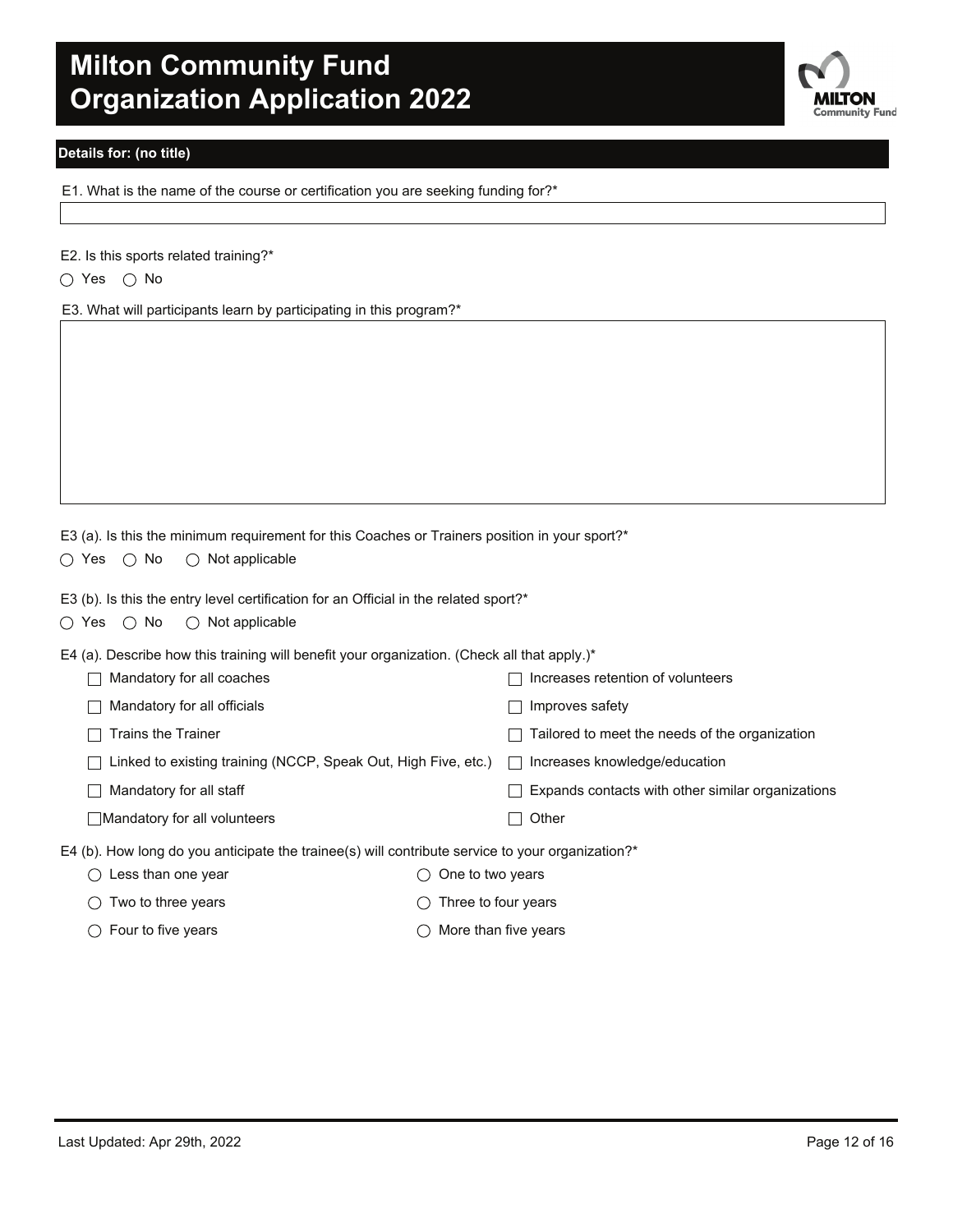# Milton Community Fund Organization Application 2022

## Details for: (no title)

E1. What is the name of the course or certification you are seeking funding for?*

E2. Is this sports related training?*

○ Yes ○ No

E3. What will participants learn by participating in this program?*

E3 (a). Is this the minimum requirement for this Coaches or Trainers position in your sport?*

○ Yes ○ No ○ Not applicable

E3 (b). Is this the entry level certification for an Official in the related sport?*

○ Yes ○ No ○ Not applicable

E4 (a). Describe how this training will benefit your organization. (Check all that apply.)*

- ☐ Mandatory for all coaches
- ☐ Mandatory for all officials
- ☐ Trains the Trainer
- ☐ Linked to existing training (NCCP, Speak Out, High Five, etc.)
- ☐ Mandatory for all staff
- ☐ Mandatory for all volunteers
- ☐ Increases retention of volunteers
- ☐ Improves safety
- ☐ Tailored to meet the needs of the organization
- ☐ Increases knowledge/education
- ☐ Expands contacts with other similar organizations
- ☐ Other

E4 (b). How long do you anticipate the trainee(s) will contribute service to your organization?*

- ○ Less than one year
- ○ One to two years
- ○ Two to three years
- ○ Three to four years
- ○ Four to five years
- ○ More than five years

Last Updated: Apr 29th, 2022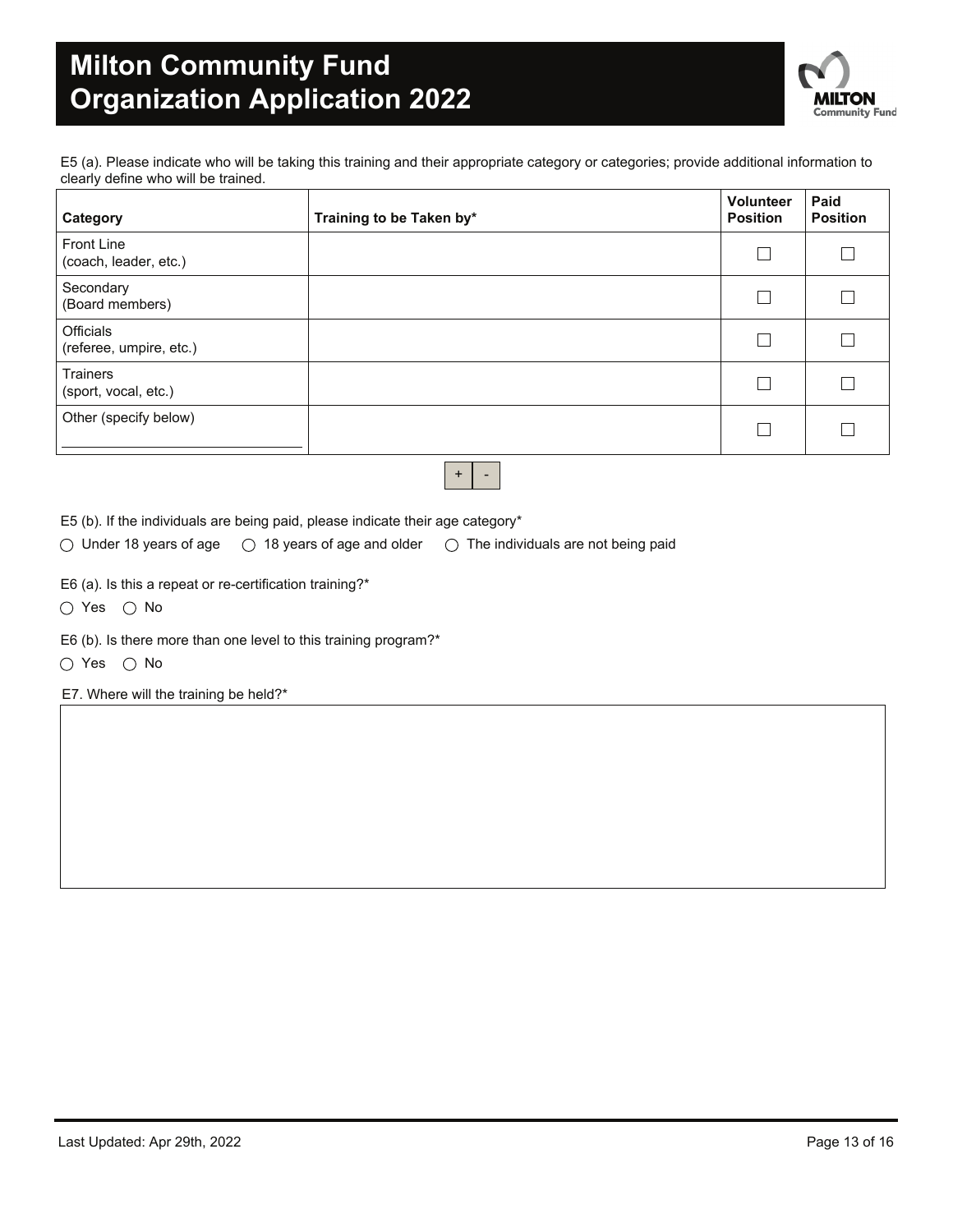# Milton Community Fund
# Organization Application 2022

E5 (a). Please indicate who will be taking this training and their appropriate category or categories; provide additional information to clearly define who will be trained.

| Category | Training to be Taken by* | Volunteer Position | Paid Position |
|---|---|---|---|
| Front Line (coach, leader, etc.) | | ☐ | ☐ |
| Secondary (Board members) | | ☐ | ☐ |
| Officials (referee, umpire, etc.) | | ☐ | ☐ |
| Trainers (sport, vocal, etc.) | | ☐ | ☐ |
| Other (specify below) ______ | | ☐ | ☐ |

\+ -

E5 (b). If the individuals are being paid, please indicate their age category*

◯ Under 18 years of age ◯ 18 years of age and older ◯ The individuals are not being paid

E6 (a). Is this a repeat or re-certification training?*

◯ Yes ◯ No

E6 (b). Is there more than one level to this training program?*

◯ Yes ◯ No

E7. Where will the training be held?*

Last Updated: Apr 29th, 2022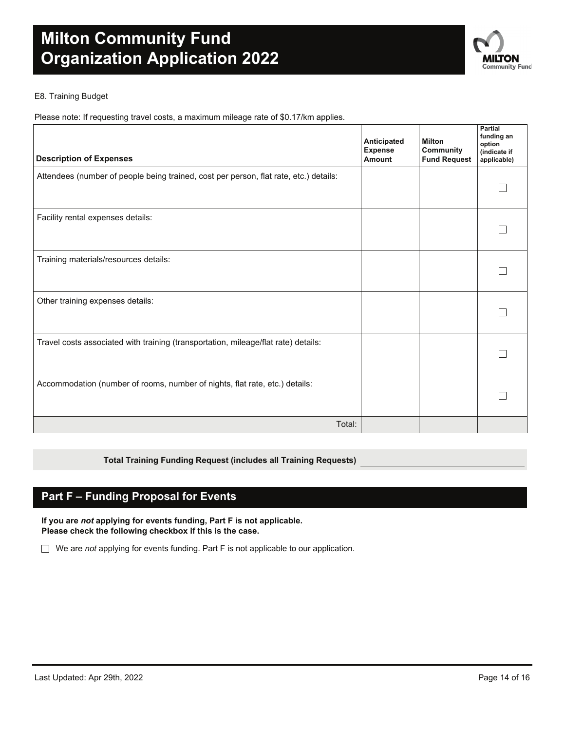E8. Training Budget

Please note: If requesting travel costs, a maximum mileage rate of $0.17/km applies.

| Description of Expenses | Anticipated Expense Amount | Milton Community Fund Request | Partial funding an option (indicate if applicable) |
| --- | --- | --- | --- |
| Attendees (number of people being trained, cost per person, flat rate, etc.) details: | | | ☐ |
| Facility rental expenses details: | | | ☐ |
| Training materials/resources details: | | | ☐ |
| Other training expenses details: | | | ☐ |
| Travel costs associated with training (transportation, mileage/flat rate) details: | | | ☐ |
| Accommodation (number of rooms, number of nights, flat rate, etc.) details: | | | ☐ |
| Total: | | | |

**Total Training Funding Request (includes all Training Requests)** ______________________

## Part F – Funding Proposal for Events

**If you are *not* applying for events funding, Part F is not applicable.**
**Please check the following checkbox if this is the case.**

☐ We are *not* applying for events funding. Part F is not applicable to our application.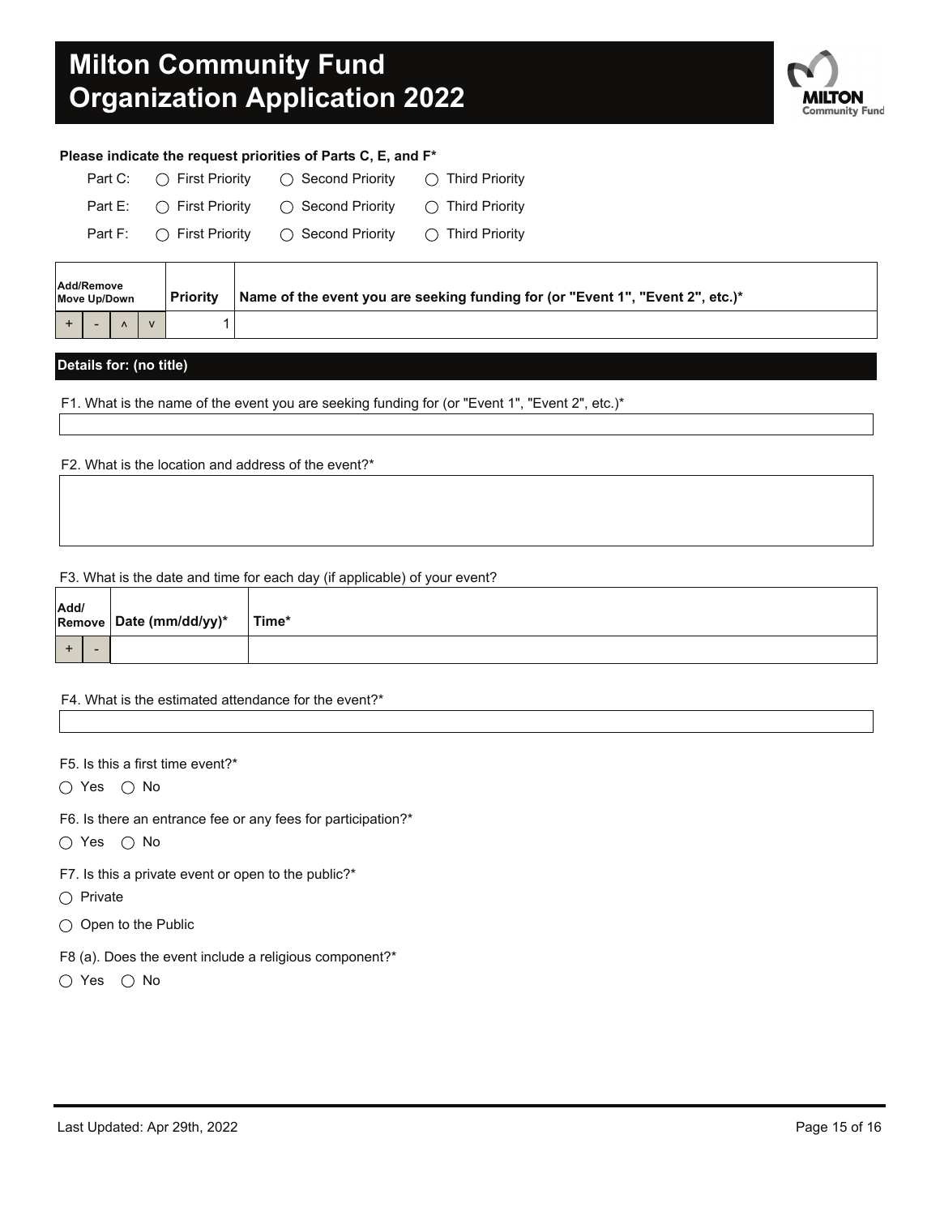# Milton Community Fund Organization Application 2022

**Please indicate the request priorities of Parts C, E, and F***

Part C: ◯ First Priority ◯ Second Priority ◯ Third Priority

Part E: ◯ First Priority ◯ Second Priority ◯ Third Priority

Part F: ◯ First Priority ◯ Second Priority ◯ Third Priority

| Add/Remove Move Up/Down | | | | Priority | Name of the event you are seeking funding for (or "Event 1", "Event 2", etc.)* |
|---|---|---|---|---|---|
| + | - | ^ | v | 1 | |

## Details for: (no title)

F1. What is the name of the event you are seeking funding for (or "Event 1", "Event 2", etc.)*

F2. What is the location and address of the event?*

F3. What is the date and time for each day (if applicable) of your event?

| Add/ Remove | | Date (mm/dd/yy)* | Time* |
|---|---|---|---|
| + | - | | |

F4. What is the estimated attendance for the event?*

F5. Is this a first time event?*

◯ Yes ◯ No

F6. Is there an entrance fee or any fees for participation?*

◯ Yes ◯ No

F7. Is this a private event or open to the public?*

◯ Private

◯ Open to the Public

F8 (a). Does the event include a religious component?*

◯ Yes ◯ No

Last Updated: Apr 29th, 2022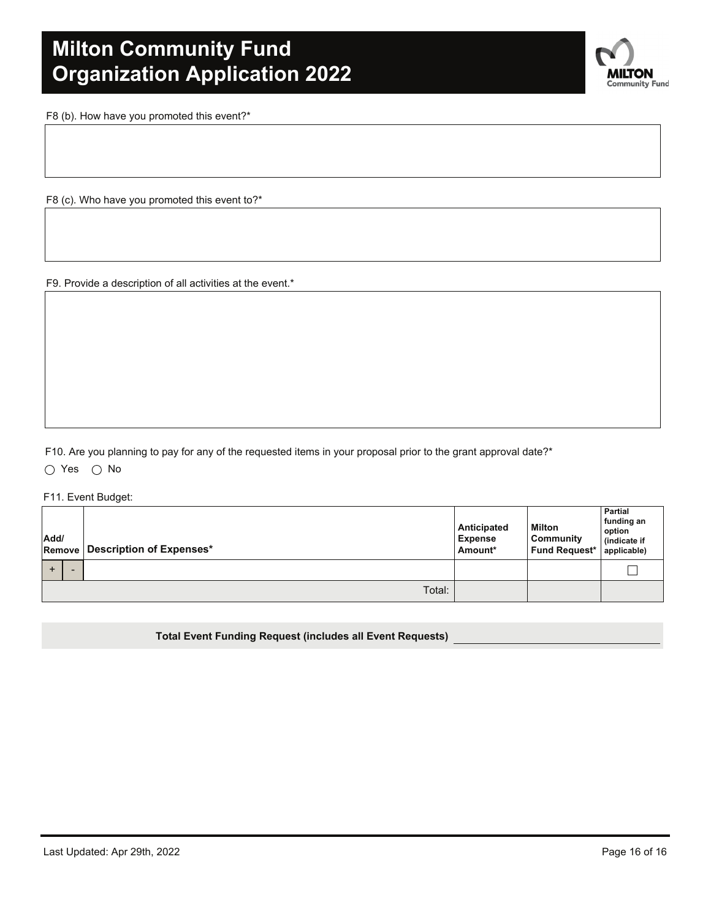# Milton Community Fund Organization Application 2022

F8 (b). How have you promoted this event?*

F8 (c). Who have you promoted this event to?*

F9. Provide a description of all activities at the event.*

F10. Are you planning to pay for any of the requested items in your proposal prior to the grant approval date?*

○ Yes ○ No

F11. Event Budget:

| Add/ Remove | Description of Expenses* | Anticipated Expense Amount* | Milton Community Fund Request* | Partial funding an option (indicate if applicable) |
|---|---|---|---|---|
| + - | | | | ☐ |
| | Total: | | | |

**Total Event Funding Request (includes all Event Requests)** ____________________